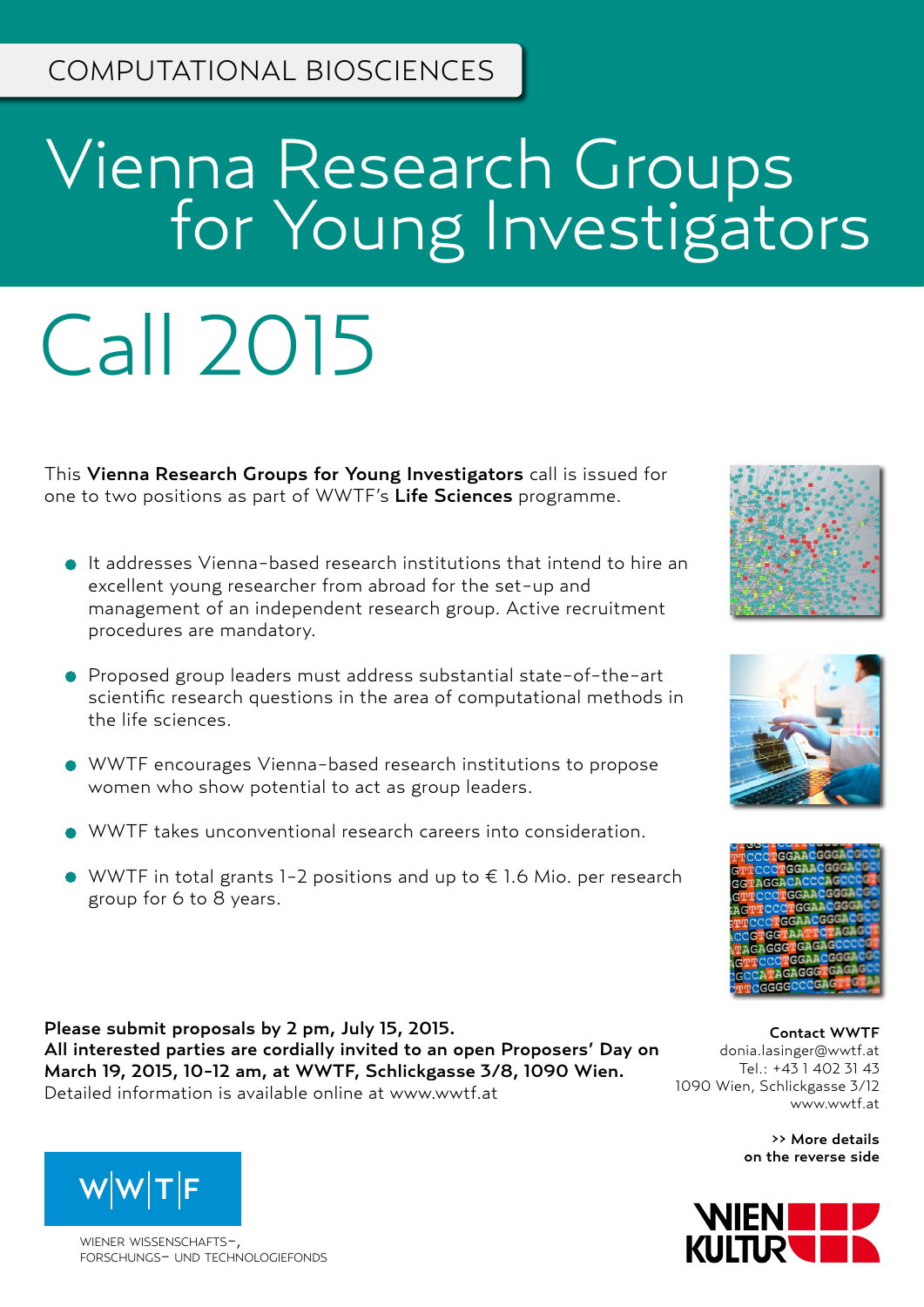COMPUTATIONAL BIOSCIENCES

# Vienna Research Groups for Young Investigators

# Call 2015

This **Vienna Research Groups for Young Investigators** call is issued for one to two positions as part of WWTF's **Life Sciences** programme.

- It addresses Vienna-based research institutions that intend to hire an excellent young researcher from abroad for the set-up and management of an independent research group. Active recruitment procedures are mandatory.
- Proposed group leaders must address substantial state-of-the-art scientific research questions in the area of computational methods in the life sciences.
- WWTF encourages Vienna-based research institutions to propose women who show potential to act as group leaders.
- WWTF takes unconventional research careers into consideration.
- WWTF in total grants 1-2 positions and up to € 1.6 Mio. per research group for 6 to 8 years.

**Please submit proposals by 2 pm, July 15, 2015.**
**All interested parties are cordially invited to an open Proposers' Day on March 19, 2015, 10-12 am, at WWTF, Schlickgasse 3/8, 1090 Wien.**
Detailed information is available online at www.wwtf.at

**Contact WWTF**
donia.lasinger@wwtf.at
Tel.: +43 1 402 31 43
1090 Wien, Schlickgasse 3/12
www.wwtf.at

**>> More details on the reverse side**

W|W|T|F
WIENER WISSENSCHAFTS-, FORSCHUNGS- UND TECHNOLOGIEFONDS

WIEN KULTUR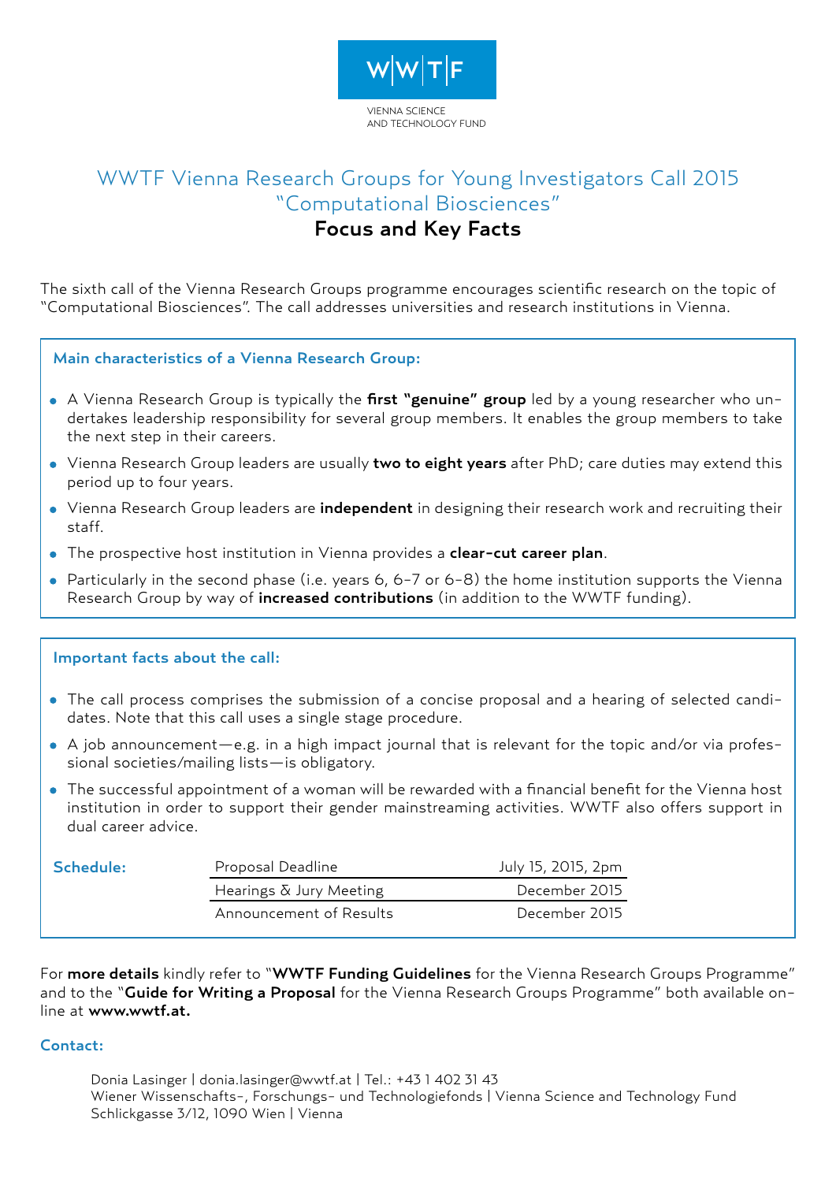WWTF

VIENNA SCIENCE AND TECHNOLOGY FUND

# WWTF Vienna Research Groups for Young Investigators Call 2015 "Computational Biosciences"

## Focus and Key Facts

The sixth call of the Vienna Research Groups programme encourages scientific research on the topic of "Computational Biosciences". The call addresses universities and research institutions in Vienna.

### Main characteristics of a Vienna Research Group:

- A Vienna Research Group is typically the **first "genuine" group** led by a young researcher who undertakes leadership responsibility for several group members. It enables the group members to take the next step in their careers.
- Vienna Research Group leaders are usually **two to eight years** after PhD; care duties may extend this period up to four years.
- Vienna Research Group leaders are **independent** in designing their research work and recruiting their staff.
- The prospective host institution in Vienna provides a **clear-cut career plan**.
- Particularly in the second phase (i.e. years 6, 6-7 or 6-8) the home institution supports the Vienna Research Group by way of **increased contributions** (in addition to the WWTF funding).

### Important facts about the call:

- The call process comprises the submission of a concise proposal and a hearing of selected candidates. Note that this call uses a single stage procedure.
- A job announcement—e.g. in a high impact journal that is relevant for the topic and/or via professional societies/mailing lists—is obligatory.
- The successful appointment of a woman will be rewarded with a financial benefit for the Vienna host institution in order to support their gender mainstreaming activities. WWTF also offers support in dual career advice.

**Schedule:**

| | |
|---|---|
| Proposal Deadline | July 15, 2015, 2pm |
| Hearings & Jury Meeting | December 2015 |
| Announcement of Results | December 2015 |

For **more details** kindly refer to "**WWTF Funding Guidelines** for the Vienna Research Groups Programme" and to the "**Guide for Writing a Proposal** for the Vienna Research Groups Programme" both available online at **www.wwtf.at.**

**Contact:**

Donia Lasinger | donia.lasinger@wwtf.at | Tel.: +43 1 402 31 43
Wiener Wissenschafts-, Forschungs- und Technologiefonds | Vienna Science and Technology Fund
Schlickgasse 3/12, 1090 Wien | Vienna